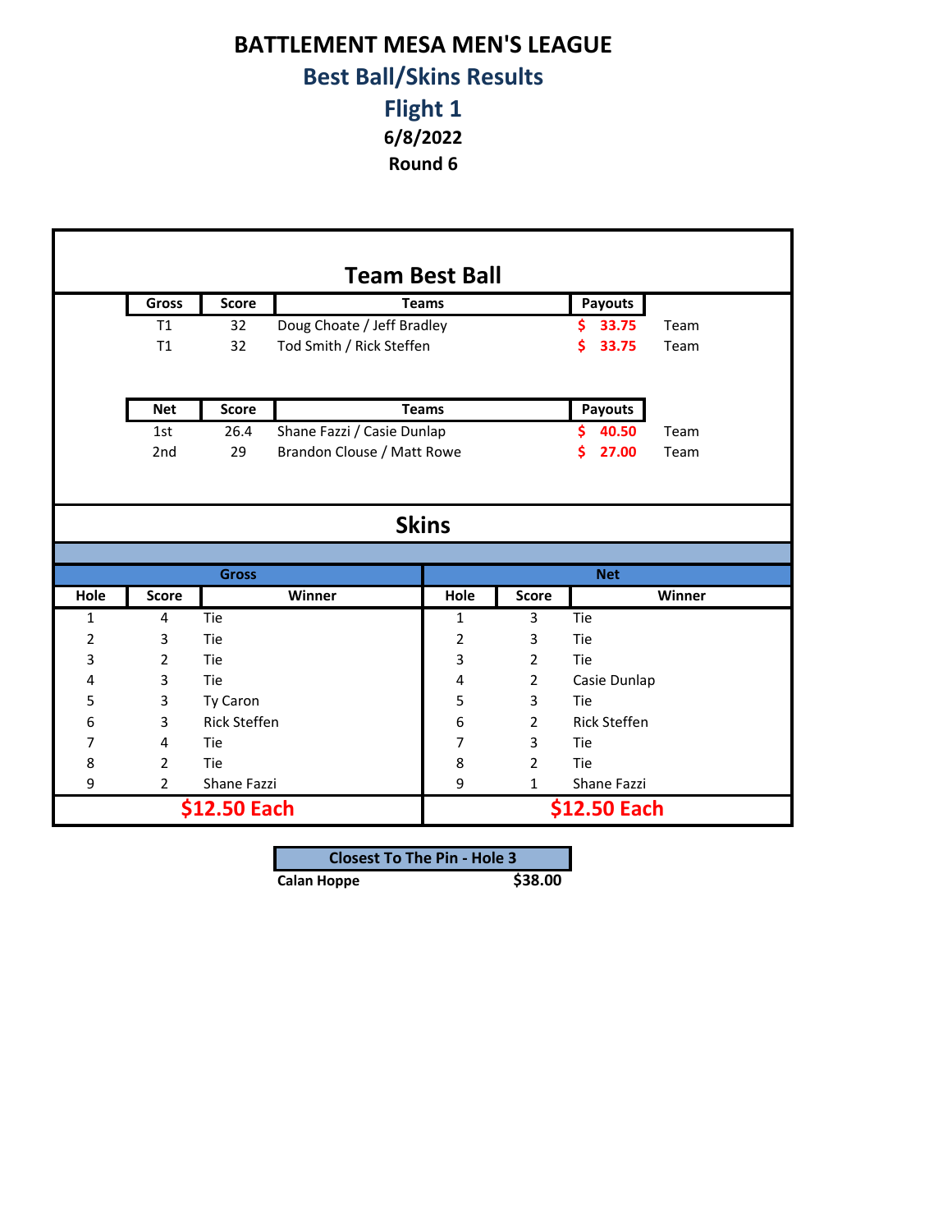# BATTLEMENT MESA MEN'S LEAGUE

## Best Ball/Skins Results

## Flight 1

**6/8/2022**

**Round 6**

## Team Best Ball

| Gross | Score | Teams | Payouts | |
|---|---|---|---|---|
| T1 | 32 | Doug Choate / Jeff Bradley | $ 33.75 | Team |
| T1 | 32 | Tod Smith / Rick Steffen | $ 33.75 | Team |

| Net | Score | Teams | Payouts | |
|---|---|---|---|---|
| 1st | 26.4 | Shane Fazzi / Casie Dunlap | $ 40.50 | Team |
| 2nd | 29 | Brandon Clouse / Matt Rowe | $ 27.00 | Team |

## Skins

| Gross | | | Net | | |
|---|---|---|---|---|---|
| Hole | Score | Winner | Hole | Score | Winner |
| 1 | 4 | Tie | 1 | 3 | Tie |
| 2 | 3 | Tie | 2 | 3 | Tie |
| 3 | 2 | Tie | 3 | 2 | Tie |
| 4 | 3 | Tie | 4 | 2 | Casie Dunlap |
| 5 | 3 | Ty Caron | 5 | 3 | Tie |
| 6 | 3 | Rick Steffen | 6 | 2 | Rick Steffen |
| 7 | 4 | Tie | 7 | 3 | Tie |
| 8 | 2 | Tie | 8 | 2 | Tie |
| 9 | 2 | Shane Fazzi | 9 | 1 | Shane Fazzi |
| $12.50 Each | | | $12.50 Each | | |

| Closest To The Pin - Hole 3 | |
|---|---|
| **Calan Hoppe** | **$38.00** |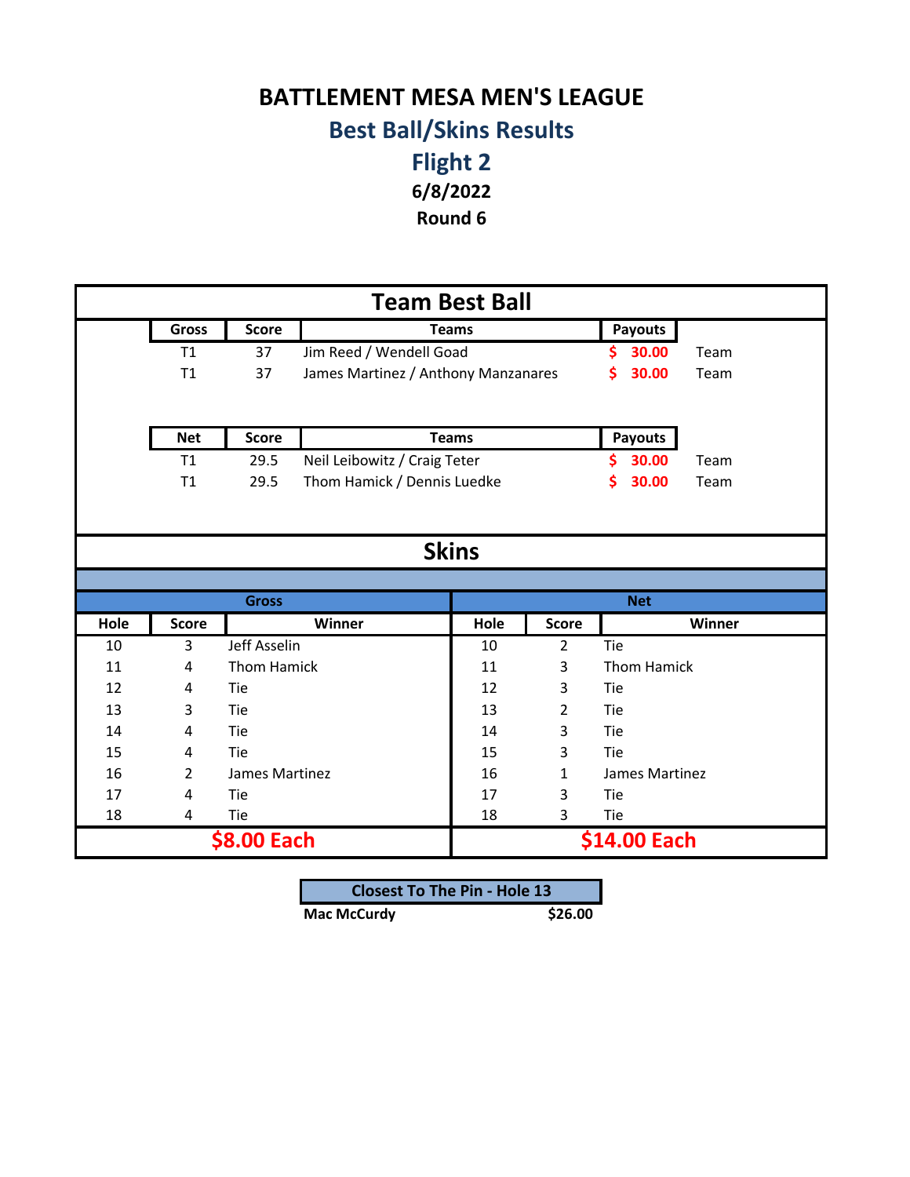# BATTLEMENT MESA MEN'S LEAGUE

## Best Ball/Skins Results

## Flight 2

**6/8/2022**

**Round 6**

## Team Best Ball

| Gross | Score | Teams | Payouts | |
|---|---|---|---|---|
| T1 | 37 | Jim Reed / Wendell Goad | $ 30.00 | Team |
| T1 | 37 | James Martinez / Anthony Manzanares | $ 30.00 | Team |

| Net | Score | Teams | Payouts | |
|---|---|---|---|---|
| T1 | 29.5 | Neil Leibowitz / Craig Teter | $ 30.00 | Team |
| T1 | 29.5 | Thom Hamick / Dennis Luedke | $ 30.00 | Team |

## Skins

| Gross | | | Net | | |
|---|---|---|---|---|---|
| Hole | Score | Winner | Hole | Score | Winner |
| 10 | 3 | Jeff Asselin | 10 | 2 | Tie |
| 11 | 4 | Thom Hamick | 11 | 3 | Thom Hamick |
| 12 | 4 | Tie | 12 | 3 | Tie |
| 13 | 3 | Tie | 13 | 2 | Tie |
| 14 | 4 | Tie | 14 | 3 | Tie |
| 15 | 4 | Tie | 15 | 3 | Tie |
| 16 | 2 | James Martinez | 16 | 1 | James Martinez |
| 17 | 4 | Tie | 17 | 3 | Tie |
| 18 | 4 | Tie | 18 | 3 | Tie |
| $8.00 Each | | | $14.00 Each | | |

| Closest To The Pin - Hole 13 | |
|---|---|
| **Mac McCurdy** | **$26.00** |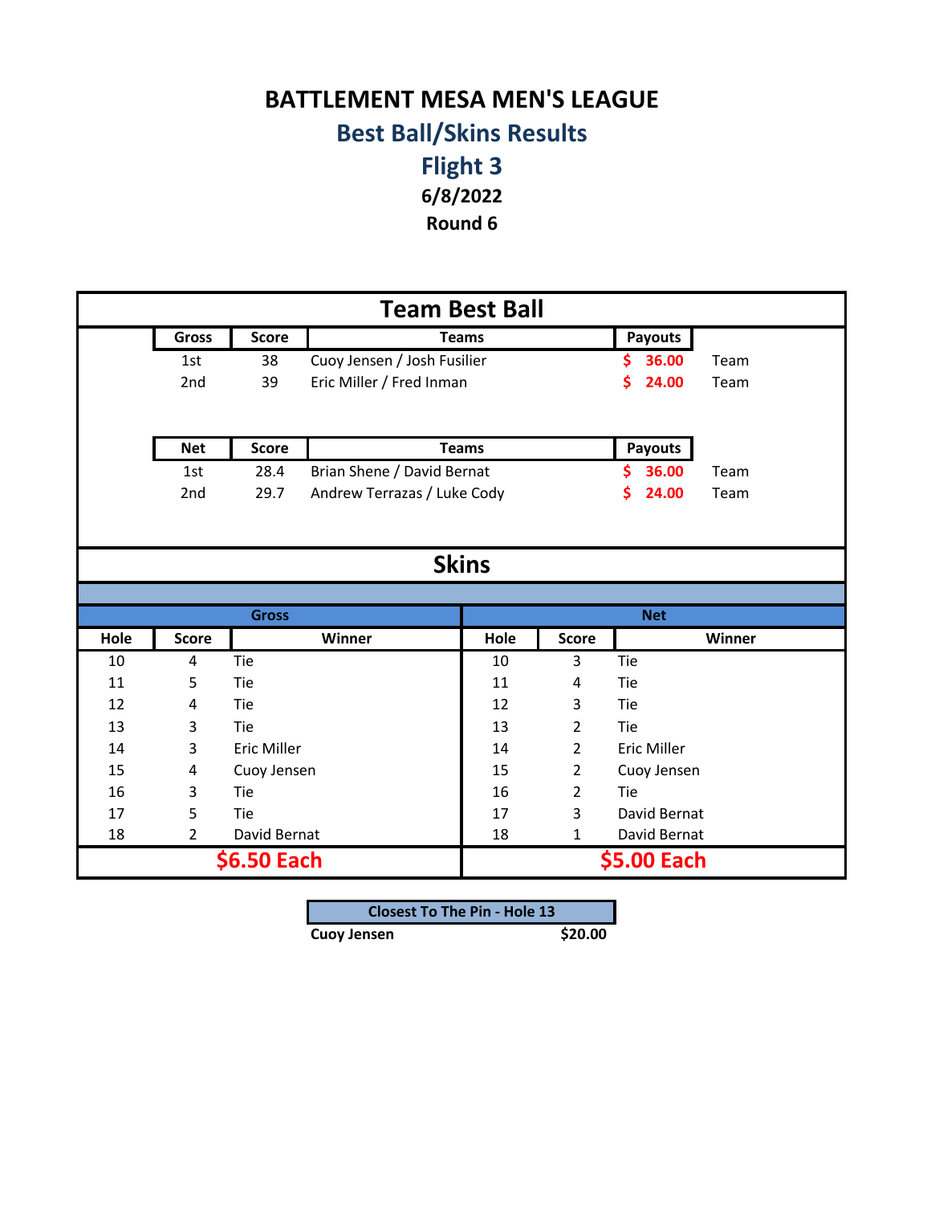# BATTLEMENT MESA MEN'S LEAGUE

## Best Ball/Skins Results

## Flight 3

**6/8/2022**

**Round 6**

## Team Best Ball

| Gross | Score | Teams | Payouts | |
|---|---|---|---|---|
| 1st | 38 | Cuoy Jensen / Josh Fusilier | $ 36.00 | Team |
| 2nd | 39 | Eric Miller / Fred Inman | $ 24.00 | Team |

| Net | Score | Teams | Payouts | |
|---|---|---|---|---|
| 1st | 28.4 | Brian Shene / David Bernat | $ 36.00 | Team |
| 2nd | 29.7 | Andrew Terrazas / Luke Cody | $ 24.00 | Team |

## Skins

| Gross | | | Net | | |
|---|---|---|---|---|---|
| Hole | Score | Winner | Hole | Score | Winner |
| 10 | 4 | Tie | 10 | 3 | Tie |
| 11 | 5 | Tie | 11 | 4 | Tie |
| 12 | 4 | Tie | 12 | 3 | Tie |
| 13 | 3 | Tie | 13 | 2 | Tie |
| 14 | 3 | Eric Miller | 14 | 2 | Eric Miller |
| 15 | 4 | Cuoy Jensen | 15 | 2 | Cuoy Jensen |
| 16 | 3 | Tie | 16 | 2 | Tie |
| 17 | 5 | Tie | 17 | 3 | David Bernat |
| 18 | 2 | David Bernat | 18 | 1 | David Bernat |
| $6.50 Each | | | $5.00 Each | | |

| Closest To The Pin - Hole 13 | |
|---|---|
| **Cuoy Jensen** | **$20.00** |